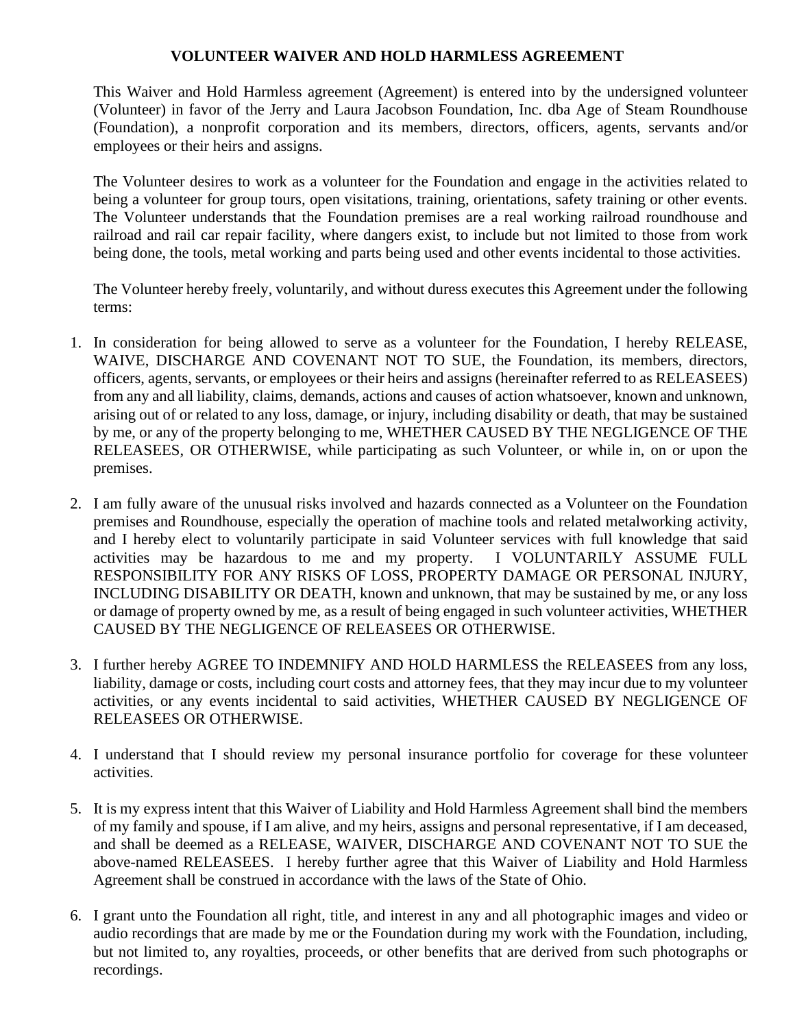# VOLUNTEER WAIVER AND HOLD HARMLESS AGREEMENT

This Waiver and Hold Harmless agreement (Agreement) is entered into by the undersigned volunteer (Volunteer) in favor of the Jerry and Laura Jacobson Foundation, Inc. dba Age of Steam Roundhouse (Foundation), a nonprofit corporation and its members, directors, officers, agents, servants and/or employees or their heirs and assigns.

The Volunteer desires to work as a volunteer for the Foundation and engage in the activities related to being a volunteer for group tours, open visitations, training, orientations, safety training or other events. The Volunteer understands that the Foundation premises are a real working railroad roundhouse and railroad and rail car repair facility, where dangers exist, to include but not limited to those from work being done, the tools, metal working and parts being used and other events incidental to those activities.

The Volunteer hereby freely, voluntarily, and without duress executes this Agreement under the following terms:

1. In consideration for being allowed to serve as a volunteer for the Foundation, I hereby RELEASE, WAIVE, DISCHARGE AND COVENANT NOT TO SUE, the Foundation, its members, directors, officers, agents, servants, or employees or their heirs and assigns (hereinafter referred to as RELEASEES) from any and all liability, claims, demands, actions and causes of action whatsoever, known and unknown, arising out of or related to any loss, damage, or injury, including disability or death, that may be sustained by me, or any of the property belonging to me, WHETHER CAUSED BY THE NEGLIGENCE OF THE RELEASEES, OR OTHERWISE, while participating as such Volunteer, or while in, on or upon the premises.

2. I am fully aware of the unusual risks involved and hazards connected as a Volunteer on the Foundation premises and Roundhouse, especially the operation of machine tools and related metalworking activity, and I hereby elect to voluntarily participate in said Volunteer services with full knowledge that said activities may be hazardous to me and my property. I VOLUNTARILY ASSUME FULL RESPONSIBILITY FOR ANY RISKS OF LOSS, PROPERTY DAMAGE OR PERSONAL INJURY, INCLUDING DISABILITY OR DEATH, known and unknown, that may be sustained by me, or any loss or damage of property owned by me, as a result of being engaged in such volunteer activities, WHETHER CAUSED BY THE NEGLIGENCE OF RELEASEES OR OTHERWISE.

3. I further hereby AGREE TO INDEMNIFY AND HOLD HARMLESS the RELEASEES from any loss, liability, damage or costs, including court costs and attorney fees, that they may incur due to my volunteer activities, or any events incidental to said activities, WHETHER CAUSED BY NEGLIGENCE OF RELEASEES OR OTHERWISE.

4. I understand that I should review my personal insurance portfolio for coverage for these volunteer activities.

5. It is my express intent that this Waiver of Liability and Hold Harmless Agreement shall bind the members of my family and spouse, if I am alive, and my heirs, assigns and personal representative, if I am deceased, and shall be deemed as a RELEASE, WAIVER, DISCHARGE AND COVENANT NOT TO SUE the above-named RELEASEES. I hereby further agree that this Waiver of Liability and Hold Harmless Agreement shall be construed in accordance with the laws of the State of Ohio.

6. I grant unto the Foundation all right, title, and interest in any and all photographic images and video or audio recordings that are made by me or the Foundation during my work with the Foundation, including, but not limited to, any royalties, proceeds, or other benefits that are derived from such photographs or recordings.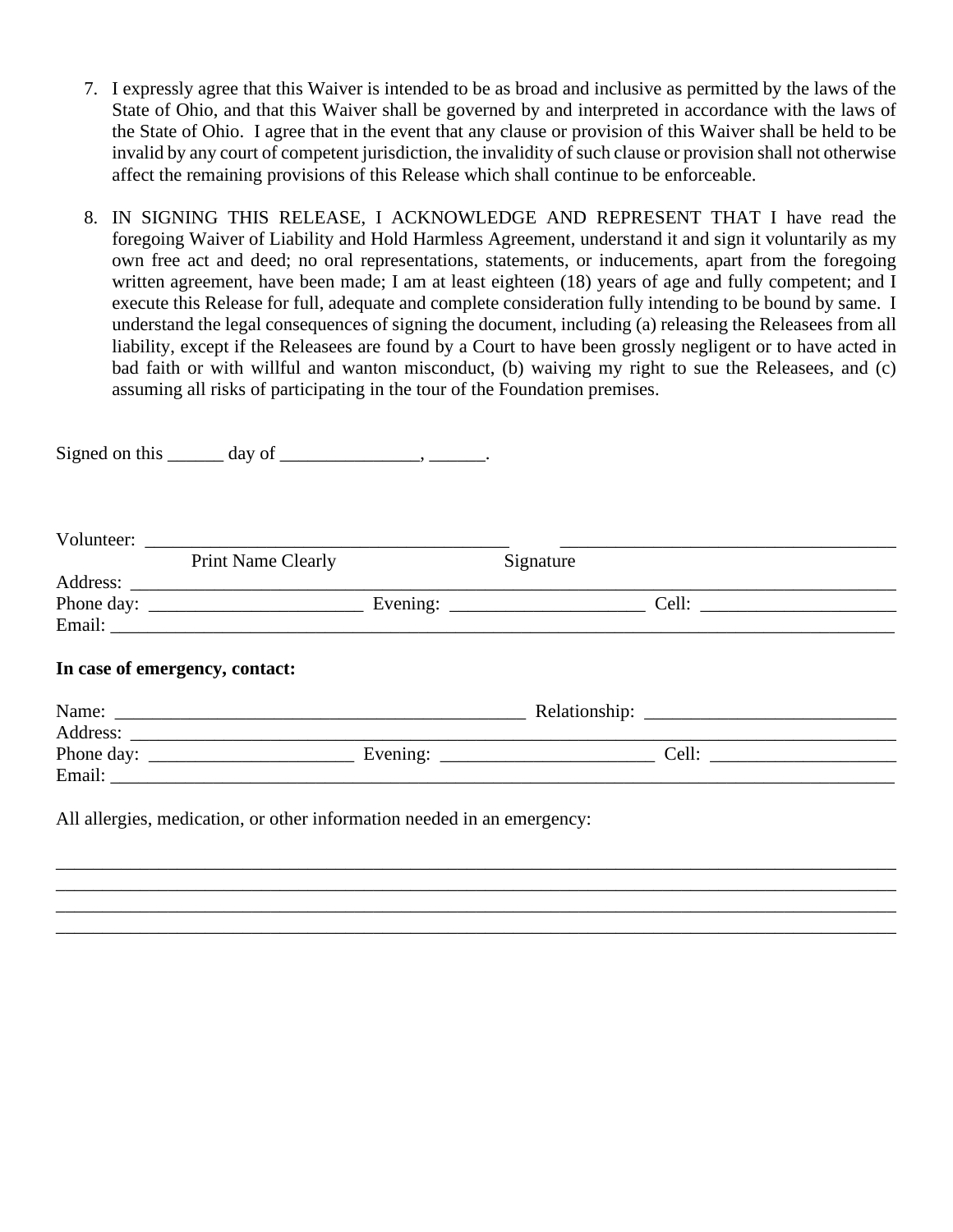7. I expressly agree that this Waiver is intended to be as broad and inclusive as permitted by the laws of the State of Ohio, and that this Waiver shall be governed by and interpreted in accordance with the laws of the State of Ohio. I agree that in the event that any clause or provision of this Waiver shall be held to be invalid by any court of competent jurisdiction, the invalidity of such clause or provision shall not otherwise affect the remaining provisions of this Release which shall continue to be enforceable.

8. IN SIGNING THIS RELEASE, I ACKNOWLEDGE AND REPRESENT THAT I have read the foregoing Waiver of Liability and Hold Harmless Agreement, understand it and sign it voluntarily as my own free act and deed; no oral representations, statements, or inducements, apart from the foregoing written agreement, have been made; I am at least eighteen (18) years of age and fully competent; and I execute this Release for full, adequate and complete consideration fully intending to be bound by same. I understand the legal consequences of signing the document, including (a) releasing the Releasees from all liability, except if the Releasees are found by a Court to have been grossly negligent or to have acted in bad faith or with willful and wanton misconduct, (b) waiving my right to sue the Releasees, and (c) assuming all risks of participating in the tour of the Foundation premises.

Signed on this ______ day of _______________, ______.

Volunteer: ________________________________________ ____________________________________
Print Name Clearly Signature

Address: ____________________________________________________________________________

Phone day: _______________________ Evening: _____________________ Cell: _____________________

Email: ______________________________________________________________________________

**In case of emergency, contact:**

Name: _____________________________________________ Relationship: ___________________________

Address: ____________________________________________________________________________

Phone day: ______________________ Evening: _______________________ Cell: ____________________

Email: ______________________________________________________________________________

All allergies, medication, or other information needed in an emergency:

_____________________________________________________________________________________
_____________________________________________________________________________________
_____________________________________________________________________________________
_____________________________________________________________________________________